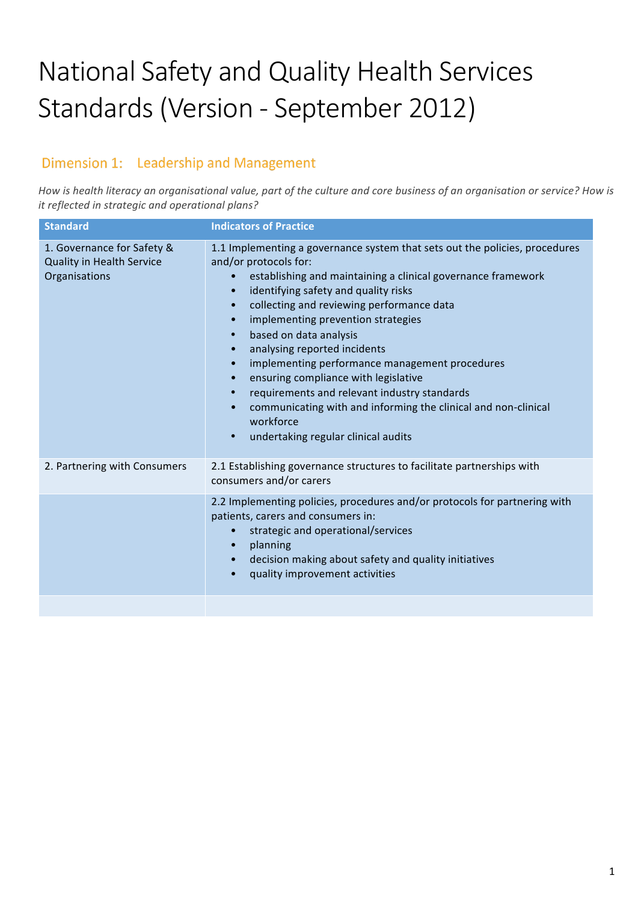# National Safety and Quality Health Services Standards (Version - September 2012)

## Dimension 1: Leadership and Management

*How is health literacy an organisational value, part of the culture and core business of an organisation or service? How is it reflected in strategic and operational plans?*

| Standard | Indicators of Practice |
|---|---|
| 1. Governance for Safety & Quality in Health Service Organisations | 1.1 Implementing a governance system that sets out the policies, procedures and/or protocols for:<br>• establishing and maintaining a clinical governance framework<br>• identifying safety and quality risks<br>• collecting and reviewing performance data<br>• implementing prevention strategies<br>• based on data analysis<br>• analysing reported incidents<br>• implementing performance management procedures<br>• ensuring compliance with legislative<br>• requirements and relevant industry standards<br>• communicating with and informing the clinical and non-clinical workforce<br>• undertaking regular clinical audits |
| 2. Partnering with Consumers | 2.1 Establishing governance structures to facilitate partnerships with consumers and/or carers |
| | 2.2 Implementing policies, procedures and/or protocols for partnering with patients, carers and consumers in:<br>• strategic and operational/services<br>• planning<br>• decision making about safety and quality initiatives<br>• quality improvement activities |
| | |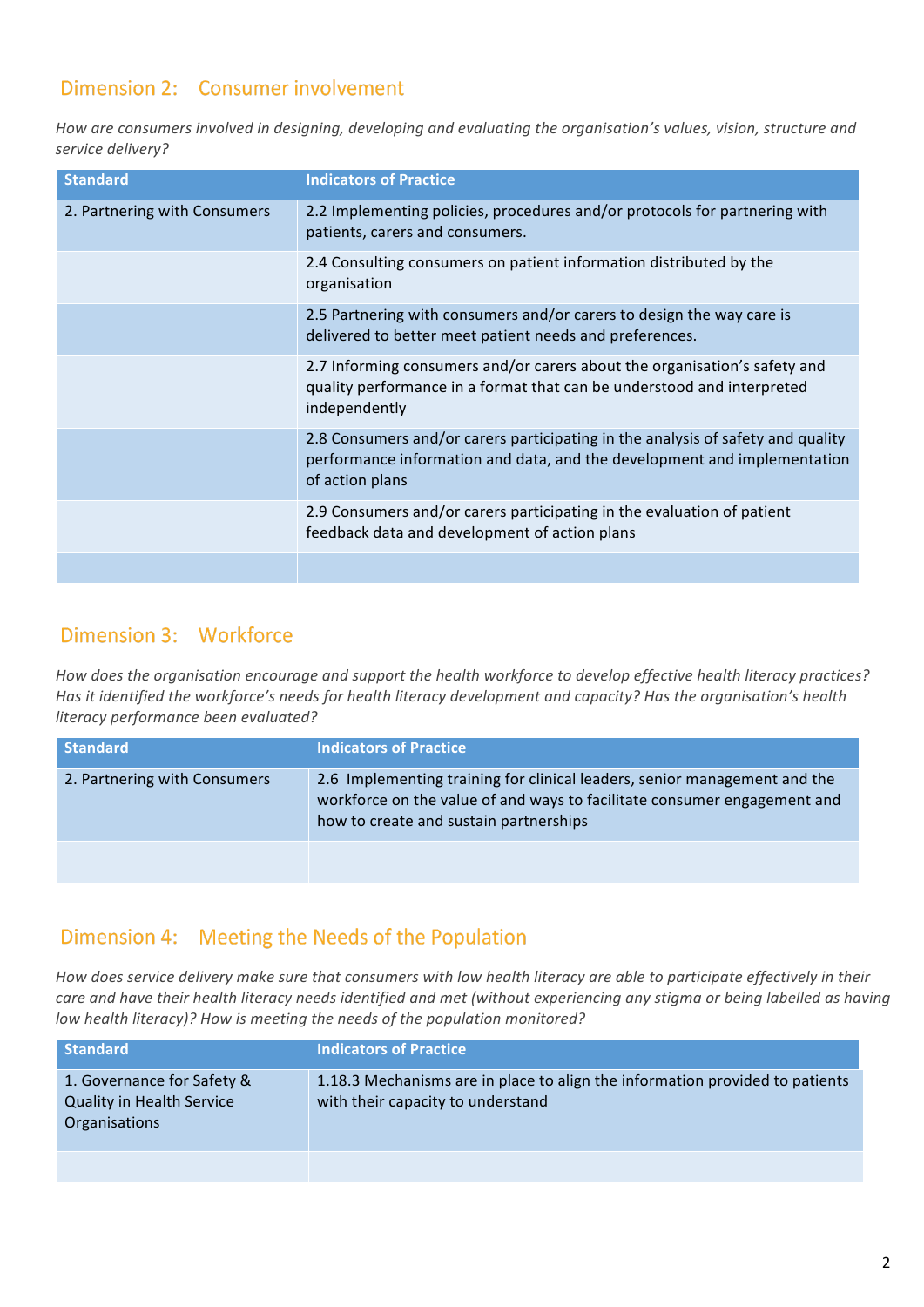## Dimension 2: Consumer involvement

*How are consumers involved in designing, developing and evaluating the organisation's values, vision, structure and service delivery?*

| Standard | Indicators of Practice |
| --- | --- |
| 2. Partnering with Consumers | 2.2 Implementing policies, procedures and/or protocols for partnering with patients, carers and consumers. |
| | 2.4 Consulting consumers on patient information distributed by the organisation |
| | 2.5 Partnering with consumers and/or carers to design the way care is delivered to better meet patient needs and preferences. |
| | 2.7 Informing consumers and/or carers about the organisation's safety and quality performance in a format that can be understood and interpreted independently |
| | 2.8 Consumers and/or carers participating in the analysis of safety and quality performance information and data, and the development and implementation of action plans |
| | 2.9 Consumers and/or carers participating in the evaluation of patient feedback data and development of action plans |
| | |

## Dimension 3: Workforce

*How does the organisation encourage and support the health workforce to develop effective health literacy practices? Has it identified the workforce's needs for health literacy development and capacity? Has the organisation's health literacy performance been evaluated?*

| Standard | Indicators of Practice |
| --- | --- |
| 2. Partnering with Consumers | 2.6 Implementing training for clinical leaders, senior management and the workforce on the value of and ways to facilitate consumer engagement and how to create and sustain partnerships |
| | |

## Dimension 4: Meeting the Needs of the Population

*How does service delivery make sure that consumers with low health literacy are able to participate effectively in their care and have their health literacy needs identified and met (without experiencing any stigma or being labelled as having low health literacy)? How is meeting the needs of the population monitored?*

| Standard | Indicators of Practice |
| --- | --- |
| 1. Governance for Safety & Quality in Health Service Organisations | 1.18.3 Mechanisms are in place to align the information provided to patients with their capacity to understand |
| | |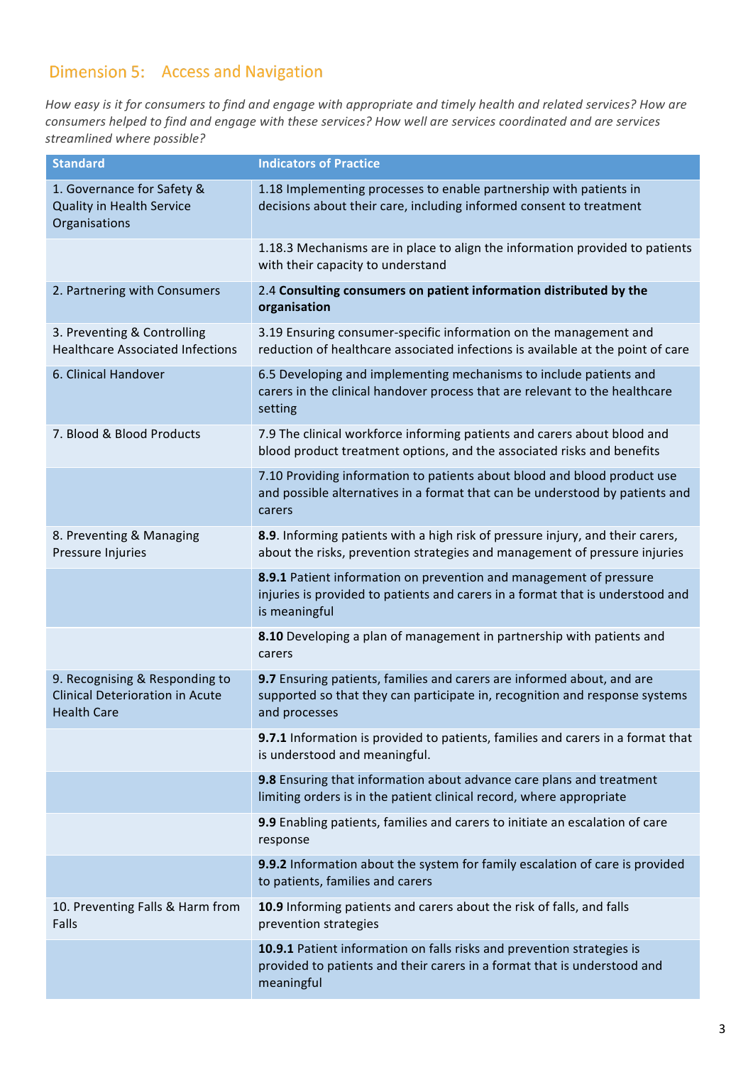## Dimension 5: Access and Navigation

*How easy is it for consumers to find and engage with appropriate and timely health and related services? How are consumers helped to find and engage with these services? How well are services coordinated and are services streamlined where possible?*

| Standard | Indicators of Practice |
| --- | --- |
| 1. Governance for Safety & Quality in Health Service Organisations | 1.18 Implementing processes to enable partnership with patients in decisions about their care, including informed consent to treatment |
| | 1.18.3 Mechanisms are in place to align the information provided to patients with their capacity to understand |
| 2. Partnering with Consumers | 2.4 **Consulting consumers on patient information distributed by the organisation** |
| 3. Preventing & Controlling Healthcare Associated Infections | 3.19 Ensuring consumer-specific information on the management and reduction of healthcare associated infections is available at the point of care |
| 6. Clinical Handover | 6.5 Developing and implementing mechanisms to include patients and carers in the clinical handover process that are relevant to the healthcare setting |
| 7. Blood & Blood Products | 7.9 The clinical workforce informing patients and carers about blood and blood product treatment options, and the associated risks and benefits |
| | 7.10 Providing information to patients about blood and blood product use and possible alternatives in a format that can be understood by patients and carers |
| 8. Preventing & Managing Pressure Injuries | **8.9**. Informing patients with a high risk of pressure injury, and their carers, about the risks, prevention strategies and management of pressure injuries |
| | **8.9.1** Patient information on prevention and management of pressure injuries is provided to patients and carers in a format that is understood and is meaningful |
| | **8.10** Developing a plan of management in partnership with patients and carers |
| 9. Recognising & Responding to Clinical Deterioration in Acute Health Care | **9.7** Ensuring patients, families and carers are informed about, and are supported so that they can participate in, recognition and response systems and processes |
| | **9.7.1** Information is provided to patients, families and carers in a format that is understood and meaningful. |
| | **9.8** Ensuring that information about advance care plans and treatment limiting orders is in the patient clinical record, where appropriate |
| | **9.9** Enabling patients, families and carers to initiate an escalation of care response |
| | **9.9.2** Information about the system for family escalation of care is provided to patients, families and carers |
| 10. Preventing Falls & Harm from Falls | **10.9** Informing patients and carers about the risk of falls, and falls prevention strategies |
| | **10.9.1** Patient information on falls risks and prevention strategies is provided to patients and their carers in a format that is understood and meaningful |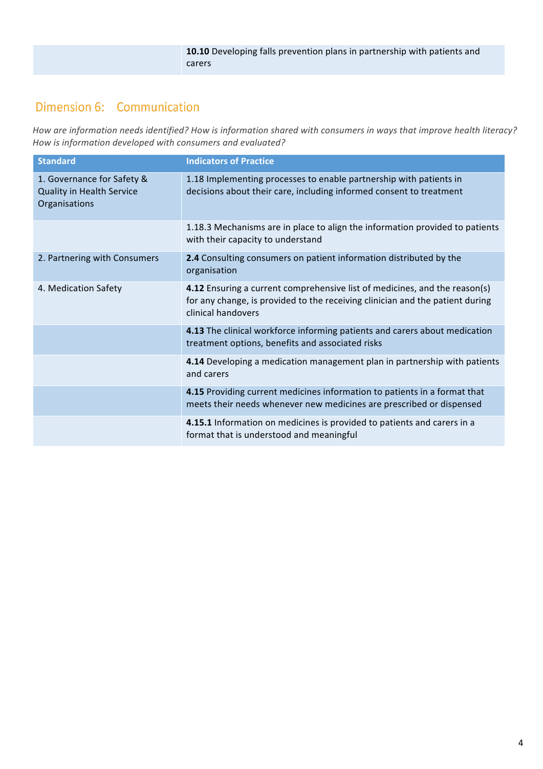| | |
|---|---|
| | **10.10** Developing falls prevention plans in partnership with patients and carers |

## Dimension 6: Communication

*How are information needs identified? How is information shared with consumers in ways that improve health literacy? How is information developed with consumers and evaluated?*

| Standard | Indicators of Practice |
|---|---|
| 1. Governance for Safety & Quality in Health Service Organisations | 1.18 Implementing processes to enable partnership with patients in decisions about their care, including informed consent to treatment |
| | 1.18.3 Mechanisms are in place to align the information provided to patients with their capacity to understand |
| 2. Partnering with Consumers | **2.4** Consulting consumers on patient information distributed by the organisation |
| 4. Medication Safety | **4.12** Ensuring a current comprehensive list of medicines, and the reason(s) for any change, is provided to the receiving clinician and the patient during clinical handovers |
| | **4.13** The clinical workforce informing patients and carers about medication treatment options, benefits and associated risks |
| | **4.14** Developing a medication management plan in partnership with patients and carers |
| | **4.15** Providing current medicines information to patients in a format that meets their needs whenever new medicines are prescribed or dispensed |
| | **4.15.1** Information on medicines is provided to patients and carers in a format that is understood and meaningful |